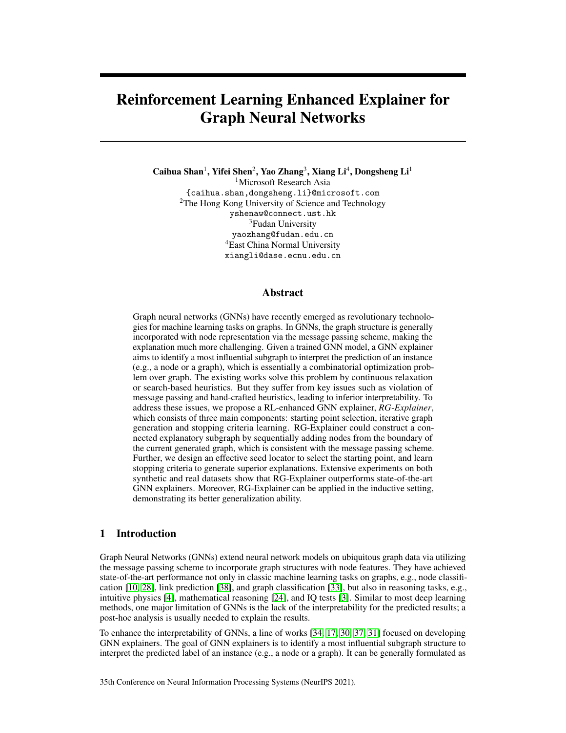# Reinforcement Learning Enhanced Explainer for Graph Neural Networks

**Caihua Shan**[1], **Yifei Shen**[2], **Yao Zhang**[3], **Xiang Li**[4], **Dongsheng Li**[1]

[1]Microsoft Research Asia
{caihua.shan,dongsheng.li}@microsoft.com
[2]The Hong Kong University of Science and Technology
yshenaw@connect.ust.hk
[3]Fudan University
yaozhang@fudan.edu.cn
[4]East China Normal University
xiangli@dase.ecnu.edu.cn

## Abstract

Graph neural networks (GNNs) have recently emerged as revolutionary technologies for machine learning tasks on graphs. In GNNs, the graph structure is generally incorporated with node representation via the message passing scheme, making the explanation much more challenging. Given a trained GNN model, a GNN explainer aims to identify a most influential subgraph to interpret the prediction of an instance (e.g., a node or a graph), which is essentially a combinatorial optimization problem over graph. The existing works solve this problem by continuous relaxation or search-based heuristics. But they suffer from key issues such as violation of message passing and hand-crafted heuristics, leading to inferior interpretability. To address these issues, we propose a RL-enhanced GNN explainer, *RG-Explainer*, which consists of three main components: starting point selection, iterative graph generation and stopping criteria learning. RG-Explainer could construct a connected explanatory subgraph by sequentially adding nodes from the boundary of the current generated graph, which is consistent with the message passing scheme. Further, we design an effective seed locator to select the starting point, and learn stopping criteria to generate superior explanations. Extensive experiments on both synthetic and real datasets show that RG-Explainer outperforms state-of-the-art GNN explainers. Moreover, RG-Explainer can be applied in the inductive setting, demonstrating its better generalization ability.

## 1 Introduction

Graph Neural Networks (GNNs) extend neural network models on ubiquitous graph data via utilizing the message passing scheme to incorporate graph structures with node features. They have achieved state-of-the-art performance not only in classic machine learning tasks on graphs, e.g., node classification [10, 28], link prediction [38], and graph classification [33], but also in reasoning tasks, e.g., intuitive physics [4], mathematical reasoning [24], and IQ tests [3]. Similar to most deep learning methods, one major limitation of GNNs is the lack of the interpretability for the predicted results; a post-hoc analysis is usually needed to explain the results.

To enhance the interpretability of GNNs, a line of works [34, 17, 30, 37, 31] focused on developing GNN explainers. The goal of GNN explainers is to identify a most influential subgraph structure to interpret the predicted label of an instance (e.g., a node or a graph). It can be generally formulated as

35th Conference on Neural Information Processing Systems (NeurIPS 2021).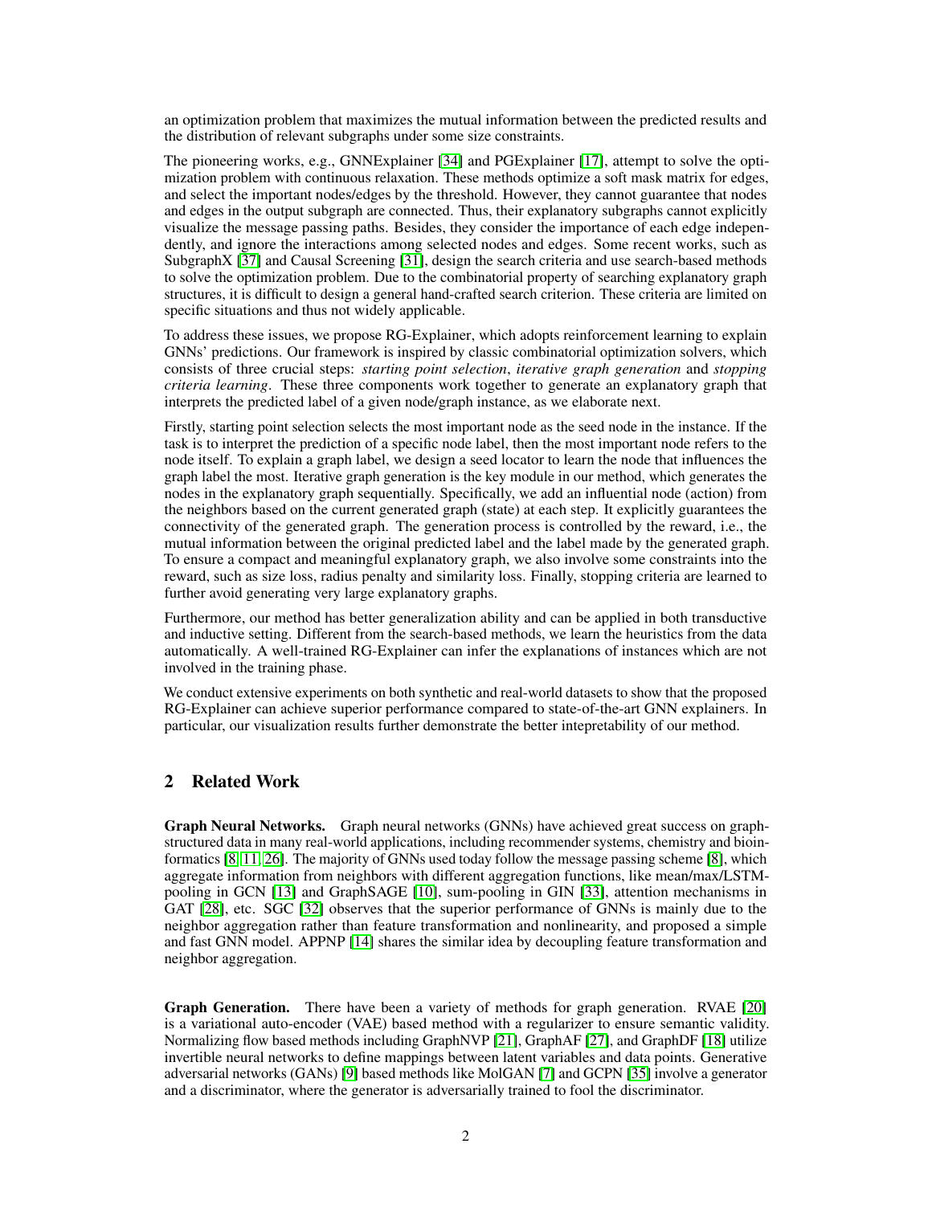an optimization problem that maximizes the mutual information between the predicted results and the distribution of relevant subgraphs under some size constraints.

The pioneering works, e.g., GNNExplainer [34] and PGExplainer [17], attempt to solve the optimization problem with continuous relaxation. These methods optimize a soft mask matrix for edges, and select the important nodes/edges by the threshold. However, they cannot guarantee that nodes and edges in the output subgraph are connected. Thus, their explanatory subgraphs cannot explicitly visualize the message passing paths. Besides, they consider the importance of each edge independently, and ignore the interactions among selected nodes and edges. Some recent works, such as SubgraphX [37] and Causal Screening [31], design the search criteria and use search-based methods to solve the optimization problem. Due to the combinatorial property of searching explanatory graph structures, it is difficult to design a general hand-crafted search criterion. These criteria are limited on specific situations and thus not widely applicable.

To address these issues, we propose RG-Explainer, which adopts reinforcement learning to explain GNNs' predictions. Our framework is inspired by classic combinatorial optimization solvers, which consists of three crucial steps: *starting point selection*, *iterative graph generation* and *stopping criteria learning*. These three components work together to generate an explanatory graph that interprets the predicted label of a given node/graph instance, as we elaborate next.

Firstly, starting point selection selects the most important node as the seed node in the instance. If the task is to interpret the prediction of a specific node label, then the most important node refers to the node itself. To explain a graph label, we design a seed locator to learn the node that influences the graph label the most. Iterative graph generation is the key module in our method, which generates the nodes in the explanatory graph sequentially. Specifically, we add an influential node (action) from the neighbors based on the current generated graph (state) at each step. It explicitly guarantees the connectivity of the generated graph. The generation process is controlled by the reward, i.e., the mutual information between the original predicted label and the label made by the generated graph. To ensure a compact and meaningful explanatory graph, we also involve some constraints into the reward, such as size loss, radius penalty and similarity loss. Finally, stopping criteria are learned to further avoid generating very large explanatory graphs.

Furthermore, our method has better generalization ability and can be applied in both transductive and inductive setting. Different from the search-based methods, we learn the heuristics from the data automatically. A well-trained RG-Explainer can infer the explanations of instances which are not involved in the training phase.

We conduct extensive experiments on both synthetic and real-world datasets to show that the proposed RG-Explainer can achieve superior performance compared to state-of-the-art GNN explainers. In particular, our visualization results further demonstrate the better intepretability of our method.

## 2 Related Work

**Graph Neural Networks.** Graph neural networks (GNNs) have achieved great success on graph-structured data in many real-world applications, including recommender systems, chemistry and bioinformatics [8, 11, 26]. The majority of GNNs used today follow the message passing scheme [8], which aggregate information from neighbors with different aggregation functions, like mean/max/LSTM-pooling in GCN [13] and GraphSAGE [10], sum-pooling in GIN [33], attention mechanisms in GAT [28], etc. SGC [32] observes that the superior performance of GNNs is mainly due to the neighbor aggregation rather than feature transformation and nonlinearity, and proposed a simple and fast GNN model. APPNP [14] shares the similar idea by decoupling feature transformation and neighbor aggregation.

**Graph Generation.** There have been a variety of methods for graph generation. RVAE [20] is a variational auto-encoder (VAE) based method with a regularizer to ensure semantic validity. Normalizing flow based methods including GraphNVP [21], GraphAF [27], and GraphDF [18] utilize invertible neural networks to define mappings between latent variables and data points. Generative adversarial networks (GANs) [9] based methods like MolGAN [7] and GCPN [35] involve a generator and a discriminator, where the generator is adversarially trained to fool the discriminator.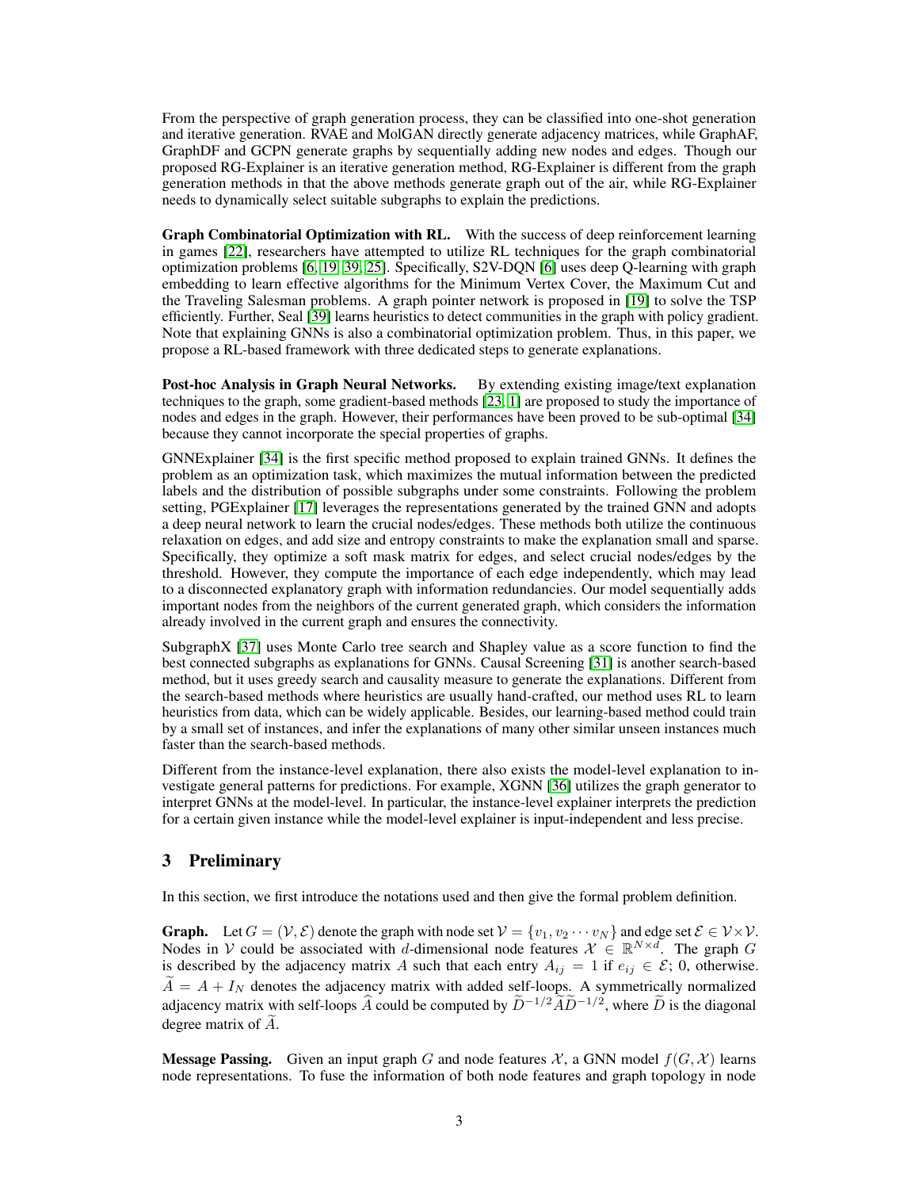From the perspective of graph generation process, they can be classified into one-shot generation and iterative generation. RVAE and MolGAN directly generate adjacency matrices, while GraphAF, GraphDF and GCPN generate graphs by sequentially adding new nodes and edges. Though our proposed RG-Explainer is an iterative generation method, RG-Explainer is different from the graph generation methods in that the above methods generate graph out of the air, while RG-Explainer needs to dynamically select suitable subgraphs to explain the predictions.

**Graph Combinatorial Optimization with RL.** With the success of deep reinforcement learning in games [22], researchers have attempted to utilize RL techniques for the graph combinatorial optimization problems [6, 19, 39, 25]. Specifically, S2V-DQN [6] uses deep Q-learning with graph embedding to learn effective algorithms for the Minimum Vertex Cover, the Maximum Cut and the Traveling Salesman problems. A graph pointer network is proposed in [19] to solve the TSP efficiently. Further, Seal [39] learns heuristics to detect communities in the graph with policy gradient. Note that explaining GNNs is also a combinatorial optimization problem. Thus, in this paper, we propose a RL-based framework with three dedicated steps to generate explanations.

**Post-hoc Analysis in Graph Neural Networks.** By extending existing image/text explanation techniques to the graph, some gradient-based methods [23, 1] are proposed to study the importance of nodes and edges in the graph. However, their performances have been proved to be sub-optimal [34] because they cannot incorporate the special properties of graphs.

GNNExplainer [34] is the first specific method proposed to explain trained GNNs. It defines the problem as an optimization task, which maximizes the mutual information between the predicted labels and the distribution of possible subgraphs under some constraints. Following the problem setting, PGExplainer [17] leverages the representations generated by the trained GNN and adopts a deep neural network to learn the crucial nodes/edges. These methods both utilize the continuous relaxation on edges, and add size and entropy constraints to make the explanation small and sparse. Specifically, they optimize a soft mask matrix for edges, and select crucial nodes/edges by the threshold. However, they compute the importance of each edge independently, which may lead to a disconnected explanatory graph with information redundancies. Our model sequentially adds important nodes from the neighbors of the current generated graph, which considers the information already involved in the current graph and ensures the connectivity.

SubgraphX [37] uses Monte Carlo tree search and Shapley value as a score function to find the best connected subgraphs as explanations for GNNs. Causal Screening [31] is another search-based method, but it uses greedy search and causality measure to generate the explanations. Different from the search-based methods where heuristics are usually hand-crafted, our method uses RL to learn heuristics from data, which can be widely applicable. Besides, our learning-based method could train by a small set of instances, and infer the explanations of many other similar unseen instances much faster than the search-based methods.

Different from the instance-level explanation, there also exists the model-level explanation to investigate general patterns for predictions. For example, XGNN [36] utilizes the graph generator to interpret GNNs at the model-level. In particular, the instance-level explainer interprets the prediction for a certain given instance while the model-level explainer is input-independent and less precise.

## 3 Preliminary

In this section, we first introduce the notations used and then give the formal problem definition.

**Graph.** Let $G = (\mathcal{V}, \mathcal{E})$ denote the graph with node set $\mathcal{V} = \{v_1, v_2 \cdots v_N\}$ and edge set $\mathcal{E} \in \mathcal{V} \times \mathcal{V}$. Nodes in $\mathcal{V}$ could be associated with $d$-dimensional node features $\mathcal{X} \in \mathbb{R}^{N \times d}$. The graph $G$ is described by the adjacency matrix $A$ such that each entry $A_{ij} = 1$ if $e_{ij} \in \mathcal{E}$; 0, otherwise. $\widetilde{A} = A + I_N$ denotes the adjacency matrix with added self-loops. A symmetrically normalized adjacency matrix with self-loops $\widehat{A}$ could be computed by $\widetilde{D}^{-1/2} \widetilde{A} \widetilde{D}^{-1/2}$, where $\widetilde{D}$ is the diagonal degree matrix of $\widetilde{A}$.

**Message Passing.** Given an input graph $G$ and node features $\mathcal{X}$, a GNN model $f(G, \mathcal{X})$ learns node representations. To fuse the information of both node features and graph topology in node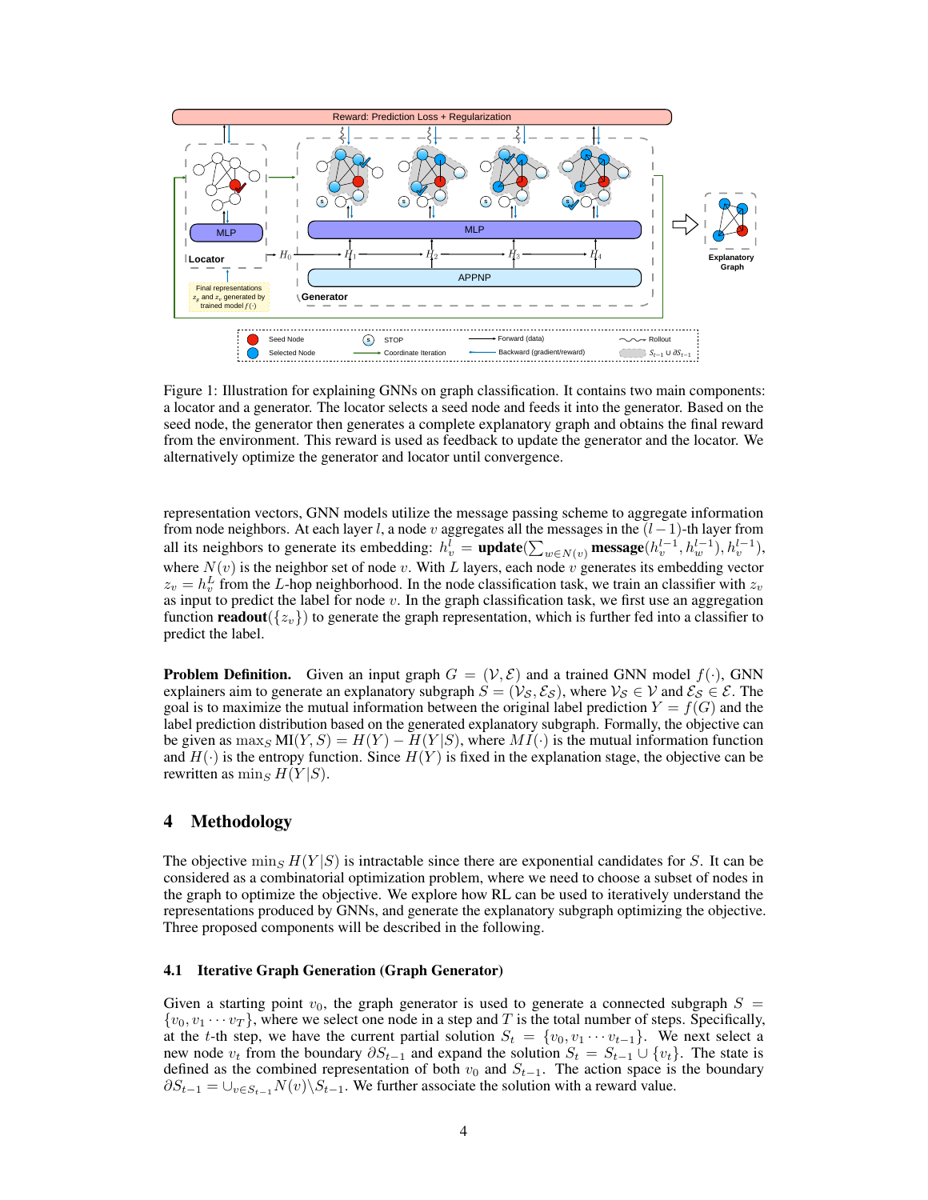Figure 1: Illustration for explaining GNNs on graph classification. It contains two main components: a locator and a generator. The locator selects a seed node and feeds it into the generator. Based on the seed node, the generator then generates a complete explanatory graph and obtains the final reward from the environment. This reward is used as feedback to update the generator and the locator. We alternatively optimize the generator and locator until convergence.

representation vectors, GNN models utilize the message passing scheme to aggregate information from node neighbors. At each layer $l$, a node $v$ aggregates all the messages in the $(l-1)$-th layer from all its neighbors to generate its embedding: $h_v^l = \textbf{update}(\sum_{w \in N(v)} \textbf{message}(h_v^{l-1}, h_w^{l-1}), h_v^{l-1})$, where $N(v)$ is the neighbor set of node $v$. With $L$ layers, each node $v$ generates its embedding vector $z_v = h_v^L$ from the $L$-hop neighborhood. In the node classification task, we train an classifier with $z_v$ as input to predict the label for node $v$. In the graph classification task, we first use an aggregation function $\textbf{readout}(\{z_v\})$ to generate the graph representation, which is further fed into a classifier to predict the label.

**Problem Definition.** Given an input graph $G = (\mathcal{V}, \mathcal{E})$ and a trained GNN model $f(\cdot)$, GNN explainers aim to generate an explanatory subgraph $S = (\mathcal{V}_S, \mathcal{E}_S)$, where $\mathcal{V}_S \in \mathcal{V}$ and $\mathcal{E}_S \in \mathcal{E}$. The goal is to maximize the mutual information between the original label prediction $Y = f(G)$ and the label prediction distribution based on the generated explanatory subgraph. Formally, the objective can be given as $\max_S \text{MI}(Y, S) = H(Y) - H(Y|S)$, where $MI(\cdot)$ is the mutual information function and $H(\cdot)$ is the entropy function. Since $H(Y)$ is fixed in the explanation stage, the objective can be rewritten as $\min_S H(Y|S)$.

# 4 Methodology

The objective $\min_S H(Y|S)$ is intractable since there are exponential candidates for $S$. It can be considered as a combinatorial optimization problem, where we need to choose a subset of nodes in the graph to optimize the objective. We explore how RL can be used to iteratively understand the representations produced by GNNs, and generate the explanatory subgraph optimizing the objective. Three proposed components will be described in the following.

## 4.1 Iterative Graph Generation (Graph Generator)

Given a starting point $v_0$, the graph generator is used to generate a connected subgraph $S = \{v_0, v_1 \cdots v_T\}$, where we select one node in a step and $T$ is the total number of steps. Specifically, at the $t$-th step, we have the current partial solution $S_t = \{v_0, v_1 \cdots v_{t-1}\}$. We next select a new node $v_t$ from the boundary $\partial S_{t-1}$ and expand the solution $S_t = S_{t-1} \cup \{v_t\}$. The state is defined as the combined representation of both $v_0$ and $S_{t-1}$. The action space is the boundary $\partial S_{t-1} = \cup_{v \in S_{t-1}} N(v) \backslash S_{t-1}$. We further associate the solution with a reward value.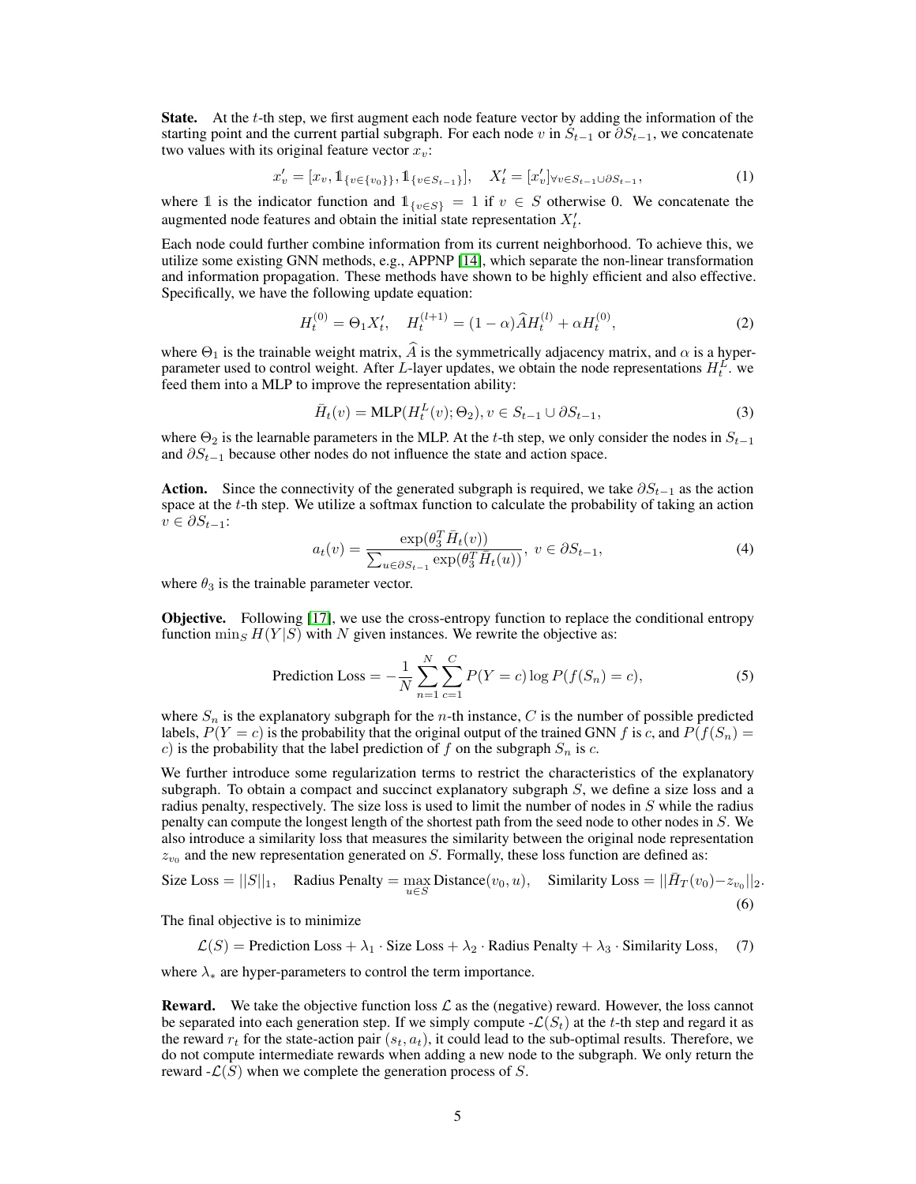**State.** At the $t$-th step, we first augment each node feature vector by adding the information of the starting point and the current partial subgraph. For each node $v$ in $S_{t-1}$ or $\partial S_{t-1}$, we concatenate two values with its original feature vector $x_v$:

$$x'_v = [x_v, \mathbb{1}_{\{v \in \{v_0\}\}}, \mathbb{1}_{\{v \in S_{t-1}\}}], \quad X'_t = [x'_v]_{\forall v \in S_{t-1} \cup \partial S_{t-1}}, \tag{1}$$

where $\mathbb{1}$ is the indicator function and $\mathbb{1}_{\{v \in S\}} = 1$ if $v \in S$ otherwise 0. We concatenate the augmented node features and obtain the initial state representation $X'_t$.

Each node could further combine information from its current neighborhood. To achieve this, we utilize some existing GNN methods, e.g., APPNP [14], which separate the non-linear transformation and information propagation. These methods have shown to be highly efficient and also effective. Specifically, we have the following update equation:

$$H_t^{(0)} = \Theta_1 X'_t, \quad H_t^{(l+1)} = (1 - \alpha) \widehat{A} H_t^{(l)} + \alpha H_t^{(0)}, \tag{2}$$

where $\Theta_1$ is the trainable weight matrix, $\widehat{A}$ is the symmetrically adjacency matrix, and $\alpha$ is a hyper-parameter used to control weight. After $L$-layer updates, we obtain the node representations $H_t^L$. we feed them into a MLP to improve the representation ability:

$$\bar{H}_t(v) = \text{MLP}(H_t^L(v); \Theta_2), v \in S_{t-1} \cup \partial S_{t-1}, \tag{3}$$

where $\Theta_2$ is the learnable parameters in the MLP. At the $t$-th step, we only consider the nodes in $S_{t-1}$ and $\partial S_{t-1}$ because other nodes do not influence the state and action space.

**Action.** Since the connectivity of the generated subgraph is required, we take $\partial S_{t-1}$ as the action space at the $t$-th step. We utilize a softmax function to calculate the probability of taking an action $v \in \partial S_{t-1}$:

$$a_t(v) = \frac{\exp(\theta_3^T \bar{H}_t(v))}{\sum_{u \in \partial S_{t-1}} \exp(\theta_3^T \bar{H}_t(u))}, \; v \in \partial S_{t-1}, \tag{4}$$

where $\theta_3$ is the trainable parameter vector.

**Objective.** Following [17], we use the cross-entropy function to replace the conditional entropy function $\min_S H(Y|S)$ with $N$ given instances. We rewrite the objective as:

$$\text{Prediction Loss} = -\frac{1}{N} \sum_{n=1}^{N} \sum_{c=1}^{C} P(Y = c) \log P(f(S_n) = c), \tag{5}$$

where $S_n$ is the explanatory subgraph for the $n$-th instance, $C$ is the number of possible predicted labels, $P(Y = c)$ is the probability that the original output of the trained GNN $f$ is $c$, and $P(f(S_n) = c)$ is the probability that the label prediction of $f$ on the subgraph $S_n$ is $c$.

We further introduce some regularization terms to restrict the characteristics of the explanatory subgraph. To obtain a compact and succinct explanatory subgraph $S$, we define a size loss and a radius penalty, respectively. The size loss is used to limit the number of nodes in $S$ while the radius penalty can compute the longest length of the shortest path from the seed node to other nodes in $S$. We also introduce a similarity loss that measures the similarity between the original node representation $z_{v_0}$ and the new representation generated on $S$. Formally, these loss function are defined as:

$$\text{Size Loss} = ||S||_1, \quad \text{Radius Penalty} = \max_{u \in S} \text{Distance}(v_0, u), \quad \text{Similarity Loss} = ||\bar{H}_T(v_0) - z_{v_0}||_2. \tag{6}$$

The final objective is to minimize

$$\mathcal{L}(S) = \text{Prediction Loss} + \lambda_1 \cdot \text{Size Loss} + \lambda_2 \cdot \text{Radius Penalty} + \lambda_3 \cdot \text{Similarity Loss}, \tag{7}$$

where $\lambda_*$ are hyper-parameters to control the term importance.

**Reward.** We take the objective function loss $\mathcal{L}$ as the (negative) reward. However, the loss cannot be separated into each generation step. If we simply compute -$\mathcal{L}(S_t)$ at the $t$-th step and regard it as the reward $r_t$ for the state-action pair $(s_t, a_t)$, it could lead to the sub-optimal results. Therefore, we do not compute intermediate rewards when adding a new node to the subgraph. We only return the reward -$\mathcal{L}(S)$ when we complete the generation process of $S$.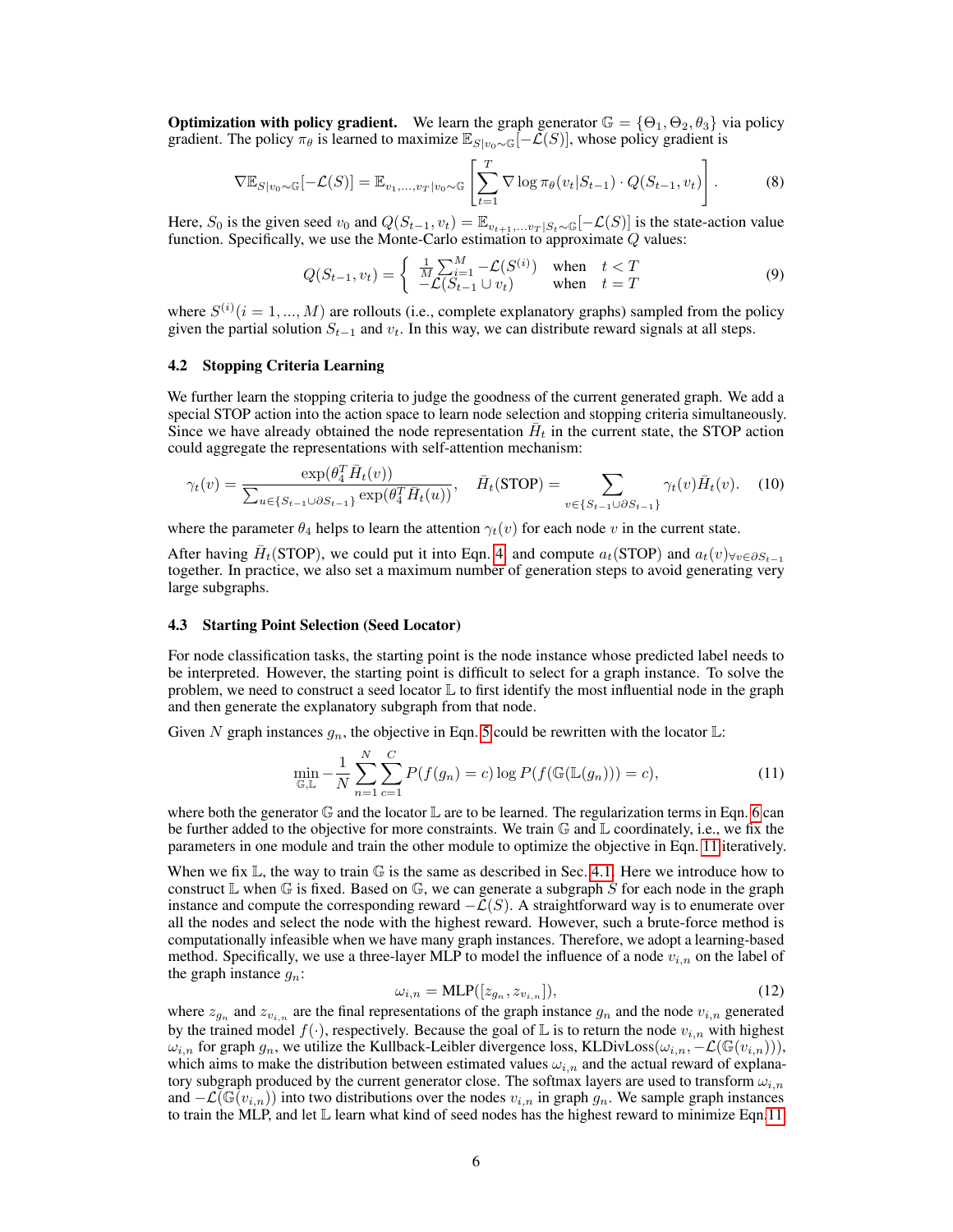**Optimization with policy gradient.** We learn the graph generator $\mathbb{G} = \{\Theta_1, \Theta_2, \theta_3\}$ via policy gradient. The policy $\pi_\theta$ is learned to maximize $\mathbb{E}_{S|v_0 \sim \mathbb{G}}[-\mathcal{L}(S)]$, whose policy gradient is

$$\nabla \mathbb{E}_{S|v_0 \sim \mathbb{G}}[-\mathcal{L}(S)] = \mathbb{E}_{v_1,...,v_T|v_0 \sim \mathbb{G}} \left[ \sum_{t=1}^{T} \nabla \log \pi_\theta(v_t|S_{t-1}) \cdot Q(S_{t-1}, v_t) \right]. \tag{8}$$

Here, $S_0$ is the given seed $v_0$ and $Q(S_{t-1}, v_t) = \mathbb{E}_{v_{t+1},...v_T|S_t \sim \mathbb{G}}[-\mathcal{L}(S)]$ is the state-action value function. Specifically, we use the Monte-Carlo estimation to approximate $Q$ values:

$$Q(S_{t-1}, v_t) = \begin{cases} \frac{1}{M}\sum_{i=1}^{M} -\mathcal{L}(S^{(i)}) & \text{when} \quad t < T \\ -\mathcal{L}(S_{t-1} \cup v_t) & \text{when} \quad t = T \end{cases} \tag{9}$$

where $S^{(i)}(i = 1, ..., M)$ are rollouts (i.e., complete explanatory graphs) sampled from the policy given the partial solution $S_{t-1}$ and $v_t$. In this way, we can distribute reward signals at all steps.

### 4.2 Stopping Criteria Learning

We further learn the stopping criteria to judge the goodness of the current generated graph. We add a special STOP action into the action space to learn node selection and stopping criteria simultaneously. Since we have already obtained the node representation $\bar{H}_t$ in the current state, the STOP action could aggregate the representations with self-attention mechanism:

$$\gamma_t(v) = \frac{\exp(\theta_4^T \bar{H}_t(v))}{\sum_{u \in \{S_{t-1} \cup \partial S_{t-1}\}} \exp(\theta_4^T \bar{H}_t(u))}, \quad \bar{H}_t(\text{STOP}) = \sum_{v \in \{S_{t-1} \cup \partial S_{t-1}\}} \gamma_t(v) \bar{H}_t(v). \tag{10}$$

where the parameter $\theta_4$ helps to learn the attention $\gamma_t(v)$ for each node $v$ in the current state.

After having $\bar{H}_t(\text{STOP})$, we could put it into Eqn. 4 and compute $a_t(\text{STOP})$ and $a_t(v)_{\forall v \in \partial S_{t-1}}$ together. In practice, we also set a maximum number of generation steps to avoid generating very large subgraphs.

### 4.3 Starting Point Selection (Seed Locator)

For node classification tasks, the starting point is the node instance whose predicted label needs to be interpreted. However, the starting point is difficult to select for a graph instance. To solve the problem, we need to construct a seed locator $\mathbb{L}$ to first identify the most influential node in the graph and then generate the explanatory subgraph from that node.

Given $N$ graph instances $g_n$, the objective in Eqn. 5 could be rewritten with the locator $\mathbb{L}$:

$$\min_{\mathbb{G},\mathbb{L}} -\frac{1}{N} \sum_{n=1}^{N} \sum_{c=1}^{C} P(f(g_n) = c) \log P(f(\mathbb{G}(\mathbb{L}(g_n))) = c), \tag{11}$$

where both the generator $\mathbb{G}$ and the locator $\mathbb{L}$ are to be learned. The regularization terms in Eqn. 6 can be further added to the objective for more constraints. We train $\mathbb{G}$ and $\mathbb{L}$ coordinately, i.e., we fix the parameters in one module and train the other module to optimize the objective in Eqn. 11 iteratively.

When we fix $\mathbb{L}$, the way to train $\mathbb{G}$ is the same as described in Sec. 4.1. Here we introduce how to construct $\mathbb{L}$ when $\mathbb{G}$ is fixed. Based on $\mathbb{G}$, we can generate a subgraph $S$ for each node in the graph instance and compute the corresponding reward $-\mathcal{L}(S)$. A straightforward way is to enumerate over all the nodes and select the node with the highest reward. However, such a brute-force method is computationally infeasible when we have many graph instances. Therefore, we adopt a learning-based method. Specifically, we use a three-layer MLP to model the influence of a node $v_{i,n}$ on the label of the graph instance $g_n$:

$$\omega_{i,n} = \text{MLP}([z_{g_n}, z_{v_{i,n}}]), \tag{12}$$

where $z_{g_n}$ and $z_{v_{i,n}}$ are the final representations of the graph instance $g_n$ and the node $v_{i,n}$ generated by the trained model $f(\cdot)$, respectively. Because the goal of $\mathbb{L}$ is to return the node $v_{i,n}$ with highest $\omega_{i,n}$ for graph $g_n$, we utilize the Kullback-Leibler divergence loss, $\text{KLDivLoss}(\omega_{i,n}, -\mathcal{L}(\mathbb{G}(v_{i,n})))$, which aims to make the distribution between estimated values $\omega_{i,n}$ and the actual reward of explanatory subgraph produced by the current generator close. The softmax layers are used to transform $\omega_{i,n}$ and $-\mathcal{L}(\mathbb{G}(v_{i,n}))$ into two distributions over the nodes $v_{i,n}$ in graph $g_n$. We sample graph instances to train the MLP, and let $\mathbb{L}$ learn what kind of seed nodes has the highest reward to minimize Eqn. 11.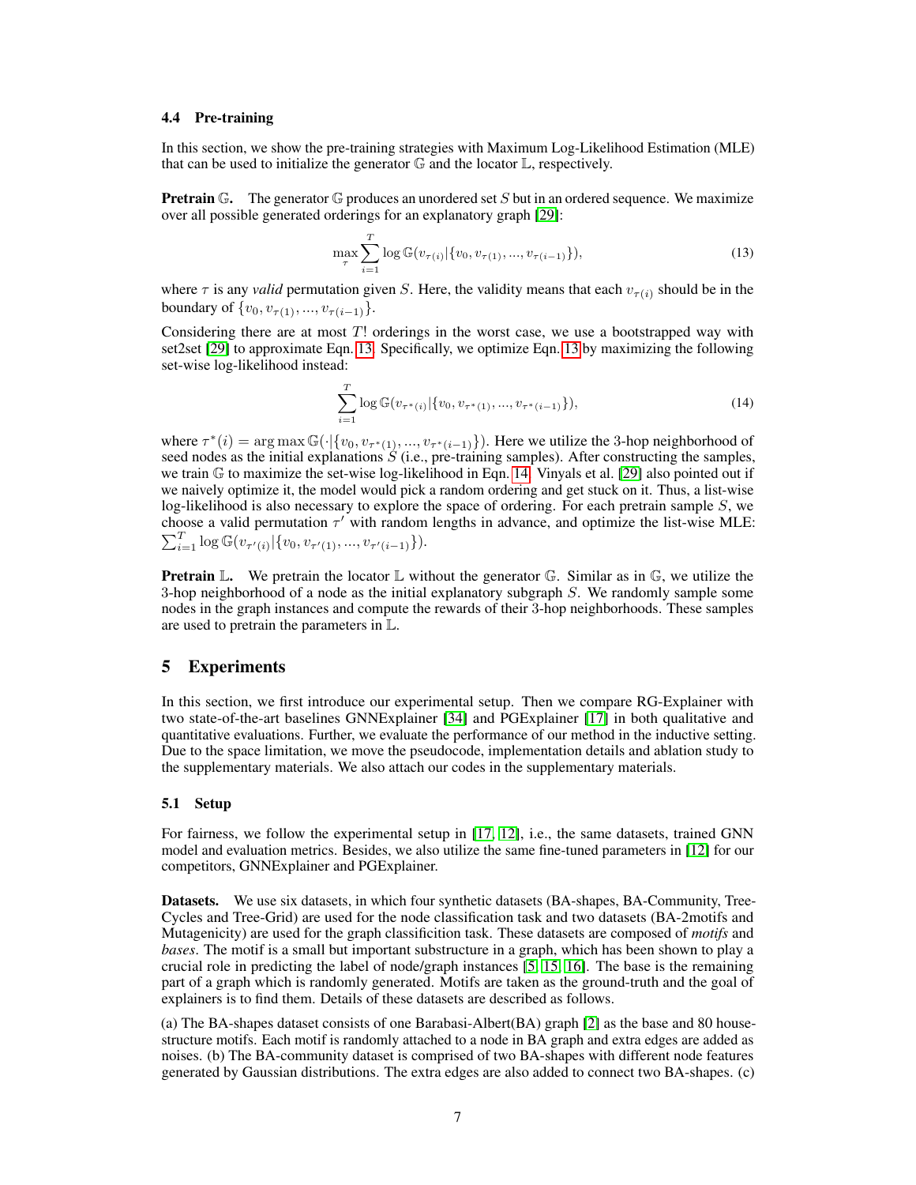### 4.4 Pre-training

In this section, we show the pre-training strategies with Maximum Log-Likelihood Estimation (MLE) that can be used to initialize the generator $\mathbb{G}$ and the locator $\mathbb{L}$, respectively.

**Pretrain $\mathbb{G}$.** The generator $\mathbb{G}$ produces an unordered set $S$ but in an ordered sequence. We maximize over all possible generated orderings for an explanatory graph [29]:

$$\max_{\tau} \sum_{i=1}^{T} \log \mathbb{G}(v_{\tau(i)} | \{v_0, v_{\tau(1)}, ..., v_{\tau(i-1)}\}), \tag{13}$$

where $\tau$ is any *valid* permutation given $S$. Here, the validity means that each $v_{\tau(i)}$ should be in the boundary of $\{v_0, v_{\tau(1)}, ..., v_{\tau(i-1)}\}$.

Considering there are at most $T!$ orderings in the worst case, we use a bootstrapped way with set2set [29] to approximate Eqn. 13. Specifically, we optimize Eqn. 13 by maximizing the following set-wise log-likelihood instead:

$$\sum_{i=1}^{T} \log \mathbb{G}(v_{\tau^*(i)} | \{v_0, v_{\tau^*(1)}, ..., v_{\tau^*(i-1)}\}), \tag{14}$$

where $\tau^*(i) = \arg\max \mathbb{G}(\cdot | \{v_0, v_{\tau^*(1)}, ..., v_{\tau^*(i-1)}\})$. Here we utilize the 3-hop neighborhood of seed nodes as the initial explanations $S$ (i.e., pre-training samples). After constructing the samples, we train $\mathbb{G}$ to maximize the set-wise log-likelihood in Eqn. 14. Vinyals et al. [29] also pointed out if we naively optimize it, the model would pick a random ordering and get stuck on it. Thus, a list-wise log-likelihood is also necessary to explore the space of ordering. For each pretrain sample $S$, we choose a valid permutation $\tau'$ with random lengths in advance, and optimize the list-wise MLE: $\sum_{i=1}^{T} \log \mathbb{G}(v_{\tau'(i)} | \{v_0, v_{\tau'(1)}, ..., v_{\tau'(i-1)}\})$.

**Pretrain $\mathbb{L}$.** We pretrain the locator $\mathbb{L}$ without the generator $\mathbb{G}$. Similar as in $\mathbb{G}$, we utilize the 3-hop neighborhood of a node as the initial explanatory subgraph $S$. We randomly sample some nodes in the graph instances and compute the rewards of their 3-hop neighborhoods. These samples are used to pretrain the parameters in $\mathbb{L}$.

## 5 Experiments

In this section, we first introduce our experimental setup. Then we compare RG-Explainer with two state-of-the-art baselines GNNExplainer [34] and PGExplainer [17] in both qualitative and quantitative evaluations. Further, we evaluate the performance of our method in the inductive setting. Due to the space limitation, we move the pseudocode, implementation details and ablation study to the supplementary materials. We also attach our codes in the supplementary materials.

### 5.1 Setup

For fairness, we follow the experimental setup in [17, 12], i.e., the same datasets, trained GNN model and evaluation metrics. Besides, we also utilize the same fine-tuned parameters in [12] for our competitors, GNNExplainer and PGExplainer.

**Datasets.** We use six datasets, in which four synthetic datasets (BA-shapes, BA-Community, Tree-Cycles and Tree-Grid) are used for the node classification task and two datasets (BA-2motifs and Mutagenicity) are used for the graph classifiction task. These datasets are composed of *motifs* and *bases*. The motif is a small but important substructure in a graph, which has been shown to play a crucial role in predicting the label of node/graph instances [5, 15, 16]. The base is the remaining part of a graph which is randomly generated. Motifs are taken as the ground-truth and the goal of explainers is to find them. Details of these datasets are described as follows.

(a) The BA-shapes dataset consists of one Barabasi-Albert(BA) graph [2] as the base and 80 house-structure motifs. Each motif is randomly attached to a node in BA graph and extra edges are added as noises. (b) The BA-community dataset is comprised of two BA-shapes with different node features generated by Gaussian distributions. The extra edges are also added to connect two BA-shapes. (c)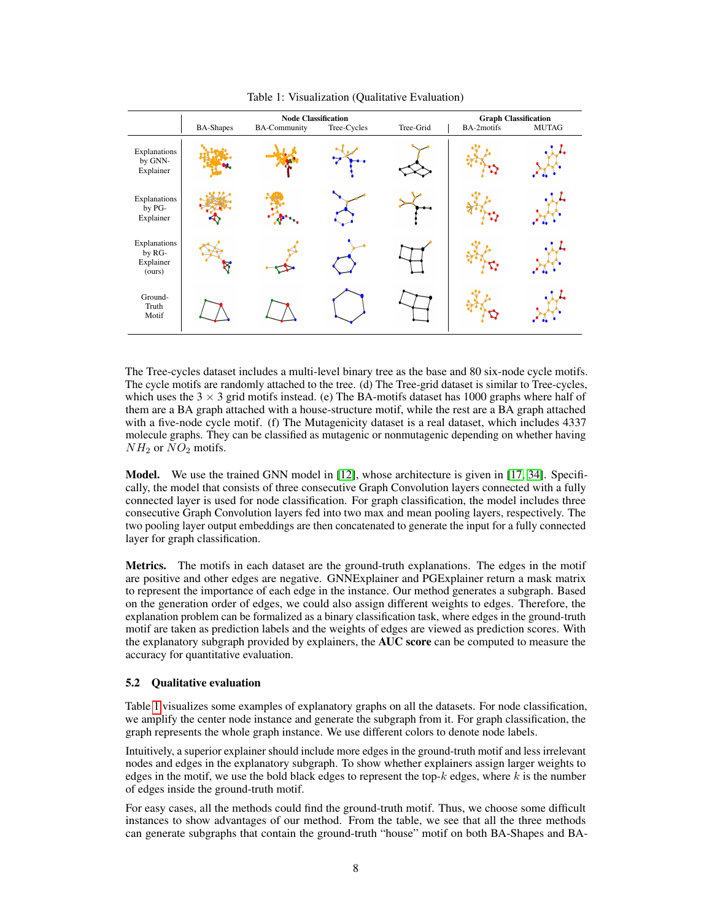Table 1: Visualization (Qualitative Evaluation)

| | Node Classification | | | | Graph Classification | |
|---|---|---|---|---|---|---|
| | BA-Shapes | BA-Community | Tree-Cycles | Tree-Grid | BA-2motifs | MUTAG |
| Explanations by GNN-Explainer | | | | | | |
| Explanations by PG-Explainer | | | | | | |
| Explanations by RG-Explainer (ours) | | | | | | |
| Ground-Truth Motif | | | | | | |

The Tree-cycles dataset includes a multi-level binary tree as the base and 80 six-node cycle motifs. The cycle motifs are randomly attached to the tree. (d) The Tree-grid dataset is similar to Tree-cycles, which uses the $3 \times 3$ grid motifs instead. (e) The BA-motifs dataset has 1000 graphs where half of them are a BA graph attached with a house-structure motif, while the rest are a BA graph attached with a five-node cycle motif. (f) The Mutagenicity dataset is a real dataset, which includes 4337 molecule graphs. They can be classified as mutagenic or nonmutagenic depending on whether having $NH_2$ or $NO_2$ motifs.

**Model.** We use the trained GNN model in [12], whose architecture is given in [17, 34]. Specifically, the model that consists of three consecutive Graph Convolution layers connected with a fully connected layer is used for node classification. For graph classification, the model includes three consecutive Graph Convolution layers fed into two max and mean pooling layers, respectively. The two pooling layer output embeddings are then concatenated to generate the input for a fully connected layer for graph classification.

**Metrics.** The motifs in each dataset are the ground-truth explanations. The edges in the motif are positive and other edges are negative. GNNExplainer and PGExplainer return a mask matrix to represent the importance of each edge in the instance. Our method generates a subgraph. Based on the generation order of edges, we could also assign different weights to edges. Therefore, the explanation problem can be formalized as a binary classification task, where edges in the ground-truth motif are taken as prediction labels and the weights of edges are viewed as prediction scores. With the explanatory subgraph provided by explainers, the **AUC score** can be computed to measure the accuracy for quantitative evaluation.

### 5.2 Qualitative evaluation

Table 1 visualizes some examples of explanatory graphs on all the datasets. For node classification, we amplify the center node instance and generate the subgraph from it. For graph classification, the graph represents the whole graph instance. We use different colors to denote node labels.

Intuitively, a superior explainer should include more edges in the ground-truth motif and less irrelevant nodes and edges in the explanatory subgraph. To show whether explainers assign larger weights to edges in the motif, we use the bold black edges to represent the top-$k$ edges, where $k$ is the number of edges inside the ground-truth motif.

For easy cases, all the methods could find the ground-truth motif. Thus, we choose some difficult instances to show advantages of our method. From the table, we see that all the three methods can generate subgraphs that contain the ground-truth "house" motif on both BA-Shapes and BA-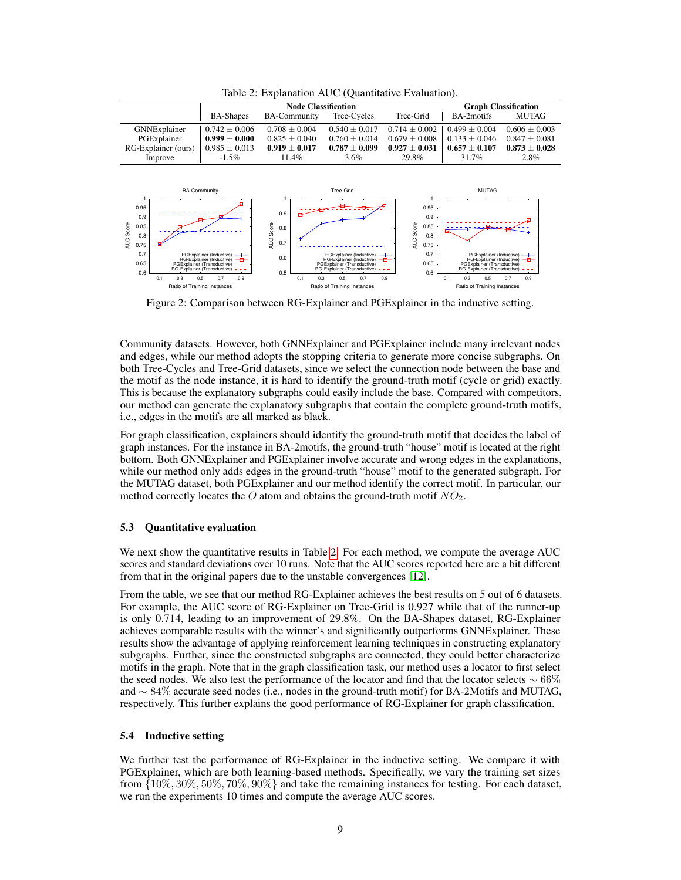Table 2: Explanation AUC (Quantitative Evaluation).

| | Node Classification | | | | Graph Classification | |
|---|---|---|---|---|---|---|
| | BA-Shapes | BA-Community | Tree-Cycles | Tree-Grid | BA-2motifs | MUTAG |
| GNNExplainer | 0.742 ± 0.006 | 0.708 ± 0.004 | 0.540 ± 0.017 | 0.714 ± 0.002 | 0.499 ± 0.004 | 0.606 ± 0.003 |
| PGExplainer | **0.999 ± 0.000** | 0.825 ± 0.040 | 0.760 ± 0.014 | 0.679 ± 0.008 | 0.133 ± 0.046 | 0.847 ± 0.081 |
| RG-Explainer (ours) | 0.985 ± 0.013 | **0.919 ± 0.017** | **0.787 ± 0.099** | **0.927 ± 0.031** | **0.657 ± 0.107** | **0.873 ± 0.028** |
| Improve | -1.5% | 11.4% | 3.6% | 29.8% | 31.7% | 2.8% |

Figure 2: Comparison between RG-Explainer and PGExplainer in the inductive setting.

Community datasets. However, both GNNExplainer and PGExplainer include many irrelevant nodes and edges, while our method adopts the stopping criteria to generate more concise subgraphs. On both Tree-Cycles and Tree-Grid datasets, since we select the connection node between the base and the motif as the node instance, it is hard to identify the ground-truth motif (cycle or grid) exactly. This is because the explanatory subgraphs could easily include the base. Compared with competitors, our method can generate the explanatory subgraphs that contain the complete ground-truth motifs, i.e., edges in the motifs are all marked as black.

For graph classification, explainers should identify the ground-truth motif that decides the label of graph instances. For the instance in BA-2motifs, the ground-truth "house" motif is located at the right bottom. Both GNNExplainer and PGExplainer involve accurate and wrong edges in the explanations, while our method only adds edges in the ground-truth "house" motif to the generated subgraph. For the MUTAG dataset, both PGExplainer and our method identify the correct motif. In particular, our method correctly locates the $O$ atom and obtains the ground-truth motif $NO_2$.

### 5.3 Quantitative evaluation

We next show the quantitative results in Table 2. For each method, we compute the average AUC scores and standard deviations over 10 runs. Note that the AUC scores reported here are a bit different from that in the original papers due to the unstable convergences [12].

From the table, we see that our method RG-Explainer achieves the best results on 5 out of 6 datasets. For example, the AUC score of RG-Explainer on Tree-Grid is 0.927 while that of the runner-up is only 0.714, leading to an improvement of 29.8%. On the BA-Shapes dataset, RG-Explainer achieves comparable results with the winner's and significantly outperforms GNNExplainer. These results show the advantage of applying reinforcement learning techniques in constructing explanatory subgraphs. Further, since the constructed subgraphs are connected, they could better characterize motifs in the graph. Note that in the graph classification task, our method uses a locator to first select the seed nodes. We also test the performance of the locator and find that the locator selects $\sim 66\%$ and $\sim 84\%$ accurate seed nodes (i.e., nodes in the ground-truth motif) for BA-2Motifs and MUTAG, respectively. This further explains the good performance of RG-Explainer for graph classification.

### 5.4 Inductive setting

We further test the performance of RG-Explainer in the inductive setting. We compare it with PGExplainer, which are both learning-based methods. Specifically, we vary the training set sizes from $\{10\%, 30\%, 50\%, 70\%, 90\%\}$ and take the remaining instances for testing. For each dataset, we run the experiments 10 times and compute the average AUC scores.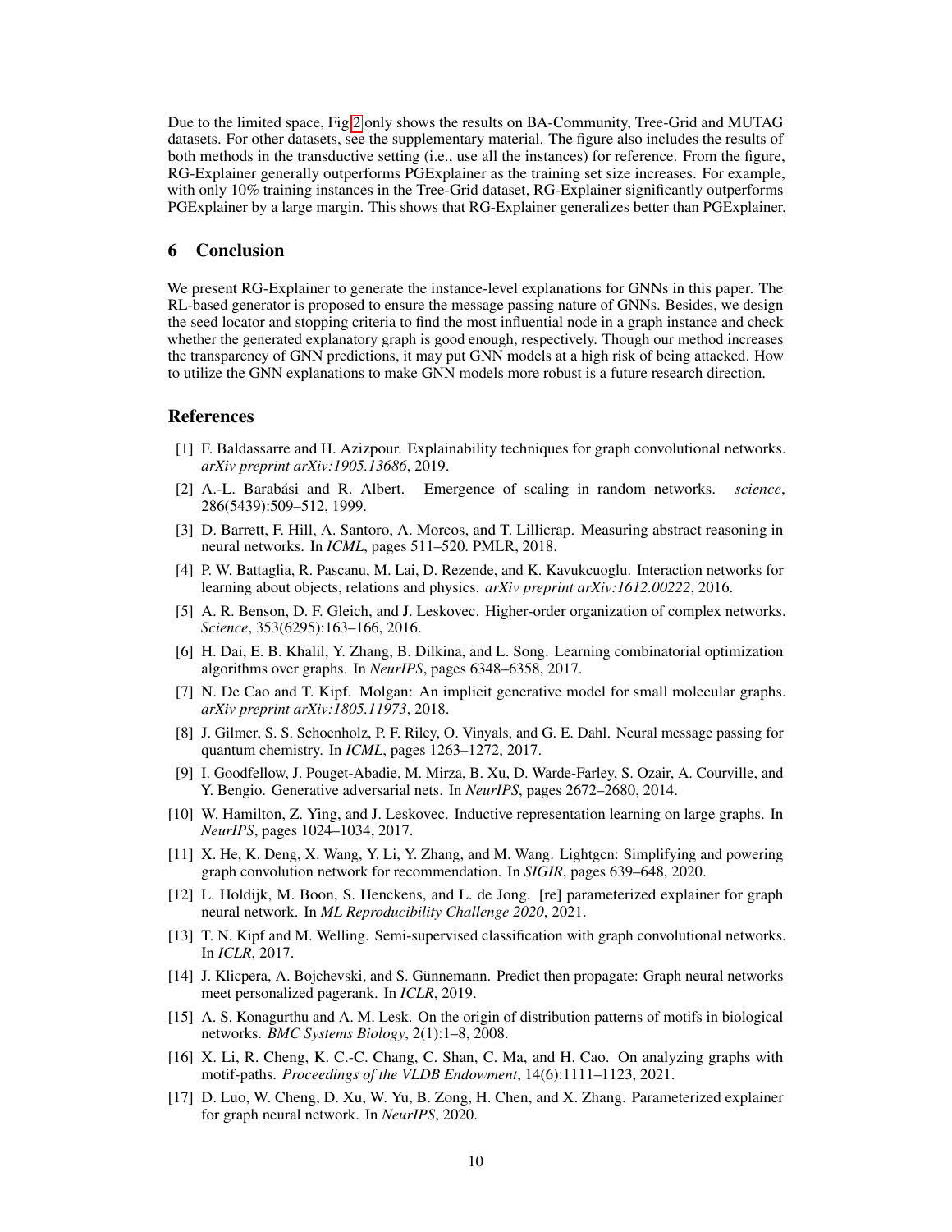Due to the limited space, Fig 2 only shows the results on BA-Community, Tree-Grid and MUTAG datasets. For other datasets, see the supplementary material. The figure also includes the results of both methods in the transductive setting (i.e., use all the instances) for reference. From the figure, RG-Explainer generally outperforms PGExplainer as the training set size increases. For example, with only 10% training instances in the Tree-Grid dataset, RG-Explainer significantly outperforms PGExplainer by a large margin. This shows that RG-Explainer generalizes better than PGExplainer.

## 6 Conclusion

We present RG-Explainer to generate the instance-level explanations for GNNs in this paper. The RL-based generator is proposed to ensure the message passing nature of GNNs. Besides, we design the seed locator and stopping criteria to find the most influential node in a graph instance and check whether the generated explanatory graph is good enough, respectively. Though our method increases the transparency of GNN predictions, it may put GNN models at a high risk of being attacked. How to utilize the GNN explanations to make GNN models more robust is a future research direction.

## References

[1] F. Baldassarre and H. Azizpour. Explainability techniques for graph convolutional networks. *arXiv preprint arXiv:1905.13686*, 2019.

[2] A.-L. Barabási and R. Albert. Emergence of scaling in random networks. *science*, 286(5439):509–512, 1999.

[3] D. Barrett, F. Hill, A. Santoro, A. Morcos, and T. Lillicrap. Measuring abstract reasoning in neural networks. In *ICML*, pages 511–520. PMLR, 2018.

[4] P. W. Battaglia, R. Pascanu, M. Lai, D. Rezende, and K. Kavukcuoglu. Interaction networks for learning about objects, relations and physics. *arXiv preprint arXiv:1612.00222*, 2016.

[5] A. R. Benson, D. F. Gleich, and J. Leskovec. Higher-order organization of complex networks. *Science*, 353(6295):163–166, 2016.

[6] H. Dai, E. B. Khalil, Y. Zhang, B. Dilkina, and L. Song. Learning combinatorial optimization algorithms over graphs. In *NeurIPS*, pages 6348–6358, 2017.

[7] N. De Cao and T. Kipf. Molgan: An implicit generative model for small molecular graphs. *arXiv preprint arXiv:1805.11973*, 2018.

[8] J. Gilmer, S. S. Schoenholz, P. F. Riley, O. Vinyals, and G. E. Dahl. Neural message passing for quantum chemistry. In *ICML*, pages 1263–1272, 2017.

[9] I. Goodfellow, J. Pouget-Abadie, M. Mirza, B. Xu, D. Warde-Farley, S. Ozair, A. Courville, and Y. Bengio. Generative adversarial nets. In *NeurIPS*, pages 2672–2680, 2014.

[10] W. Hamilton, Z. Ying, and J. Leskovec. Inductive representation learning on large graphs. In *NeurIPS*, pages 1024–1034, 2017.

[11] X. He, K. Deng, X. Wang, Y. Li, Y. Zhang, and M. Wang. Lightgcn: Simplifying and powering graph convolution network for recommendation. In *SIGIR*, pages 639–648, 2020.

[12] L. Holdijk, M. Boon, S. Henckens, and L. de Jong. [re] parameterized explainer for graph neural network. In *ML Reproducibility Challenge 2020*, 2021.

[13] T. N. Kipf and M. Welling. Semi-supervised classification with graph convolutional networks. In *ICLR*, 2017.

[14] J. Klicpera, A. Bojchevski, and S. Günnemann. Predict then propagate: Graph neural networks meet personalized pagerank. In *ICLR*, 2019.

[15] A. S. Konagurthu and A. M. Lesk. On the origin of distribution patterns of motifs in biological networks. *BMC Systems Biology*, 2(1):1–8, 2008.

[16] X. Li, R. Cheng, K. C.-C. Chang, C. Shan, C. Ma, and H. Cao. On analyzing graphs with motif-paths. *Proceedings of the VLDB Endowment*, 14(6):1111–1123, 2021.

[17] D. Luo, W. Cheng, D. Xu, W. Yu, B. Zong, H. Chen, and X. Zhang. Parameterized explainer for graph neural network. In *NeurIPS*, 2020.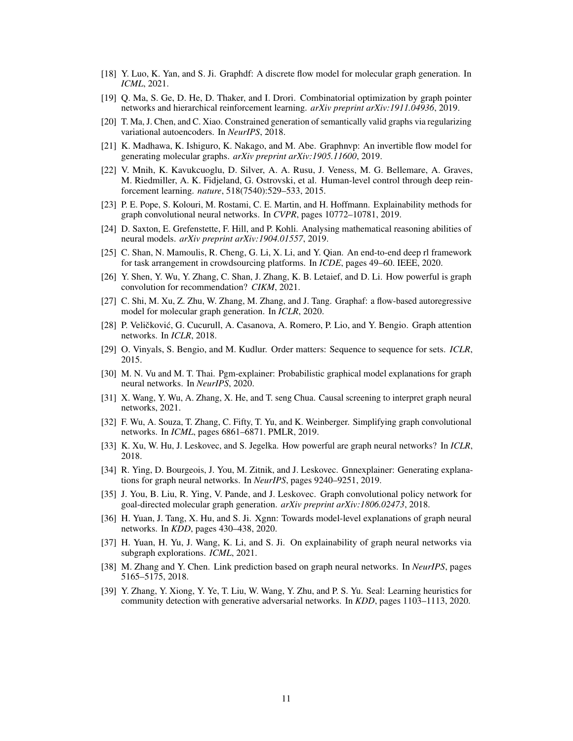[18] Y. Luo, K. Yan, and S. Ji. Graphdf: A discrete flow model for molecular graph generation. In *ICML*, 2021.

[19] Q. Ma, S. Ge, D. He, D. Thaker, and I. Drori. Combinatorial optimization by graph pointer networks and hierarchical reinforcement learning. *arXiv preprint arXiv:1911.04936*, 2019.

[20] T. Ma, J. Chen, and C. Xiao. Constrained generation of semantically valid graphs via regularizing variational autoencoders. In *NeurIPS*, 2018.

[21] K. Madhawa, K. Ishiguro, K. Nakago, and M. Abe. Graphnvp: An invertible flow model for generating molecular graphs. *arXiv preprint arXiv:1905.11600*, 2019.

[22] V. Mnih, K. Kavukcuoglu, D. Silver, A. A. Rusu, J. Veness, M. G. Bellemare, A. Graves, M. Riedmiller, A. K. Fidjeland, G. Ostrovski, et al. Human-level control through deep reinforcement learning. *nature*, 518(7540):529–533, 2015.

[23] P. E. Pope, S. Kolouri, M. Rostami, C. E. Martin, and H. Hoffmann. Explainability methods for graph convolutional neural networks. In *CVPR*, pages 10772–10781, 2019.

[24] D. Saxton, E. Grefenstette, F. Hill, and P. Kohli. Analysing mathematical reasoning abilities of neural models. *arXiv preprint arXiv:1904.01557*, 2019.

[25] C. Shan, N. Mamoulis, R. Cheng, G. Li, X. Li, and Y. Qian. An end-to-end deep rl framework for task arrangement in crowdsourcing platforms. In *ICDE*, pages 49–60. IEEE, 2020.

[26] Y. Shen, Y. Wu, Y. Zhang, C. Shan, J. Zhang, K. B. Letaief, and D. Li. How powerful is graph convolution for recommendation? *CIKM*, 2021.

[27] C. Shi, M. Xu, Z. Zhu, W. Zhang, M. Zhang, and J. Tang. Graphaf: a flow-based autoregressive model for molecular graph generation. In *ICLR*, 2020.

[28] P. Veličković, G. Cucurull, A. Casanova, A. Romero, P. Lio, and Y. Bengio. Graph attention networks. In *ICLR*, 2018.

[29] O. Vinyals, S. Bengio, and M. Kudlur. Order matters: Sequence to sequence for sets. *ICLR*, 2015.

[30] M. N. Vu and M. T. Thai. Pgm-explainer: Probabilistic graphical model explanations for graph neural networks. In *NeurIPS*, 2020.

[31] X. Wang, Y. Wu, A. Zhang, X. He, and T. seng Chua. Causal screening to interpret graph neural networks, 2021.

[32] F. Wu, A. Souza, T. Zhang, C. Fifty, T. Yu, and K. Weinberger. Simplifying graph convolutional networks. In *ICML*, pages 6861–6871. PMLR, 2019.

[33] K. Xu, W. Hu, J. Leskovec, and S. Jegelka. How powerful are graph neural networks? In *ICLR*, 2018.

[34] R. Ying, D. Bourgeois, J. You, M. Zitnik, and J. Leskovec. Gnnexplainer: Generating explanations for graph neural networks. In *NeurIPS*, pages 9240–9251, 2019.

[35] J. You, B. Liu, R. Ying, V. Pande, and J. Leskovec. Graph convolutional policy network for goal-directed molecular graph generation. *arXiv preprint arXiv:1806.02473*, 2018.

[36] H. Yuan, J. Tang, X. Hu, and S. Ji. Xgnn: Towards model-level explanations of graph neural networks. In *KDD*, pages 430–438, 2020.

[37] H. Yuan, H. Yu, J. Wang, K. Li, and S. Ji. On explainability of graph neural networks via subgraph explorations. *ICML*, 2021.

[38] M. Zhang and Y. Chen. Link prediction based on graph neural networks. In *NeurIPS*, pages 5165–5175, 2018.

[39] Y. Zhang, Y. Xiong, Y. Ye, T. Liu, W. Wang, Y. Zhu, and P. S. Yu. Seal: Learning heuristics for community detection with generative adversarial networks. In *KDD*, pages 1103–1113, 2020.